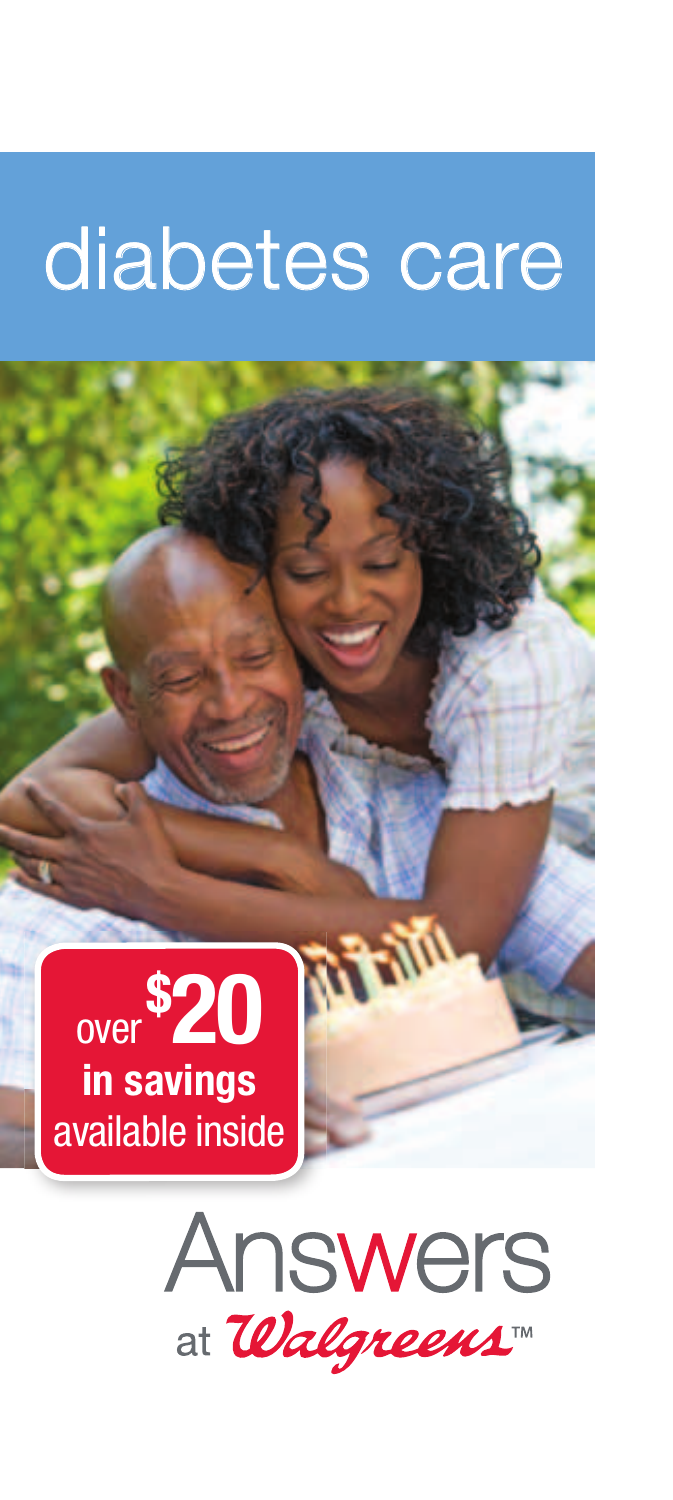# diabetes care

over **$20**
**in savings**
available inside

Answers
at Walgreens™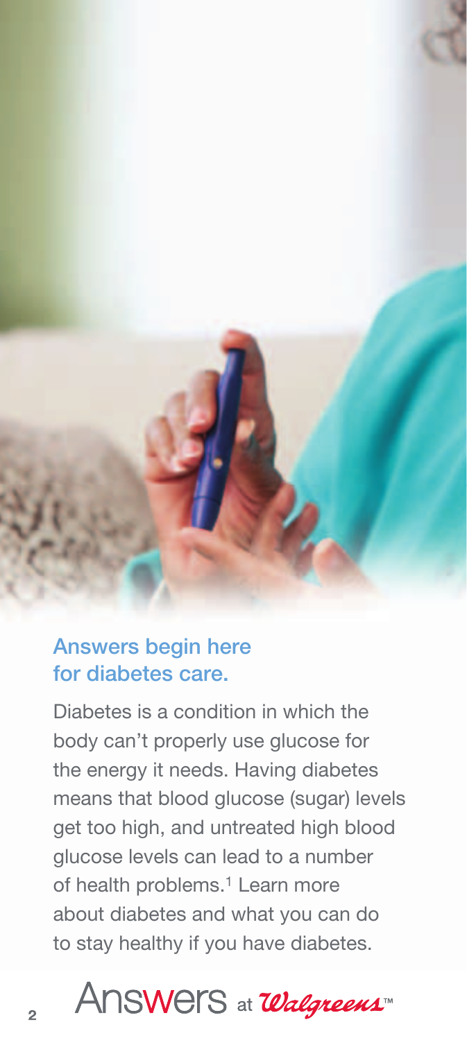## Answers begin here for diabetes care.

Diabetes is a condition in which the body can't properly use glucose for the energy it needs. Having diabetes means that blood glucose (sugar) levels get too high, and untreated high blood glucose levels can lead to a number of health problems.[1] Learn more about diabetes and what you can do to stay healthy if you have diabetes.

Answers at *Walgreens*™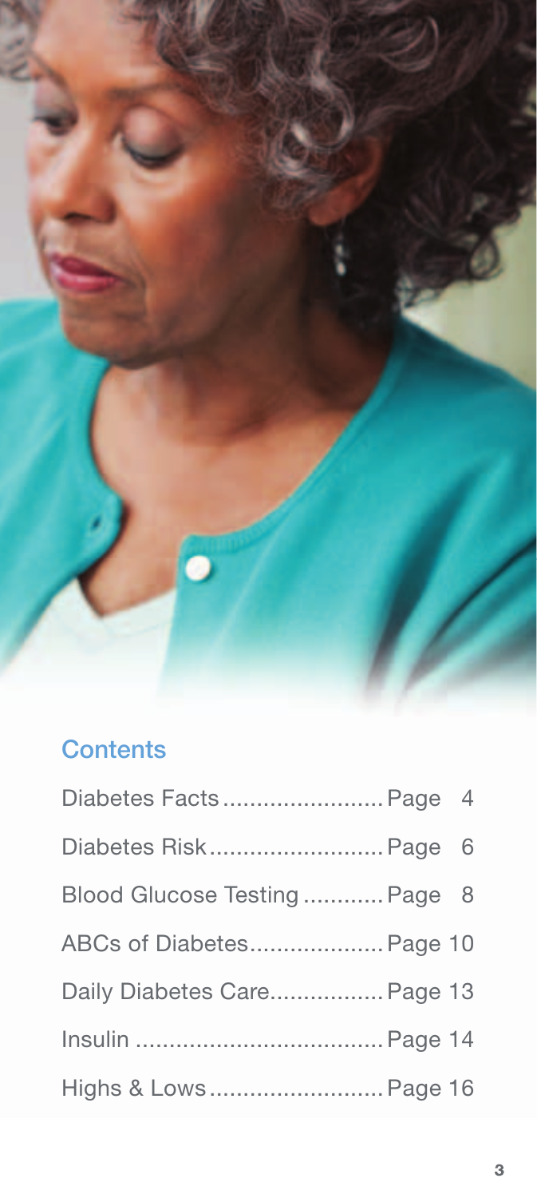## Contents

- Diabetes Facts........................Page 4
- Diabetes Risk..........................Page 6
- Blood Glucose Testing ............Page 8
- ABCs of Diabetes....................Page 10
- Daily Diabetes Care.................Page 13
- Insulin .....................................Page 14
- Highs & Lows..........................Page 16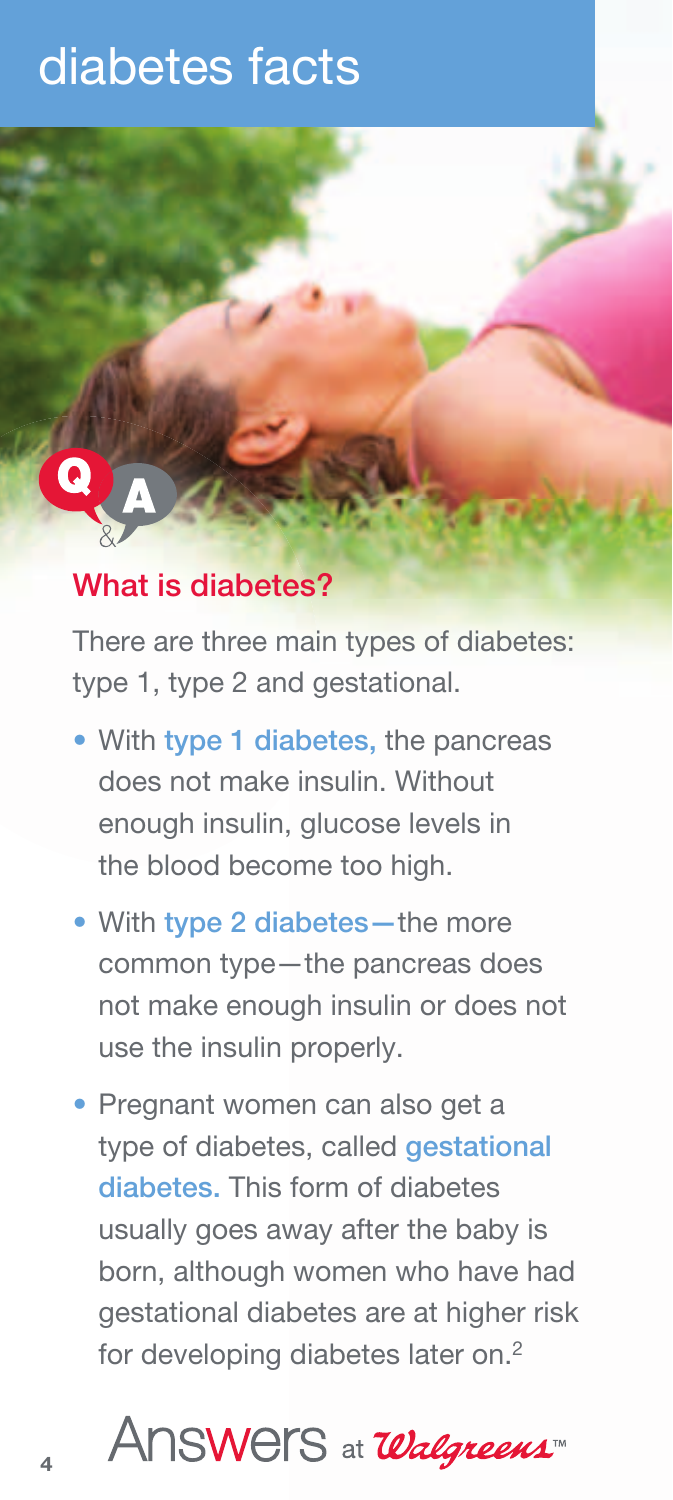# diabetes facts

## What is diabetes?

There are three main types of diabetes: type 1, type 2 and gestational.

- With type 1 diabetes, the pancreas does not make insulin. Without enough insulin, glucose levels in the blood become too high.
- With type 2 diabetes—the more common type—the pancreas does not make enough insulin or does not use the insulin properly.
- Pregnant women can also get a type of diabetes, called gestational diabetes. This form of diabetes usually goes away after the baby is born, although women who have had gestational diabetes are at higher risk for developing diabetes later on.[2]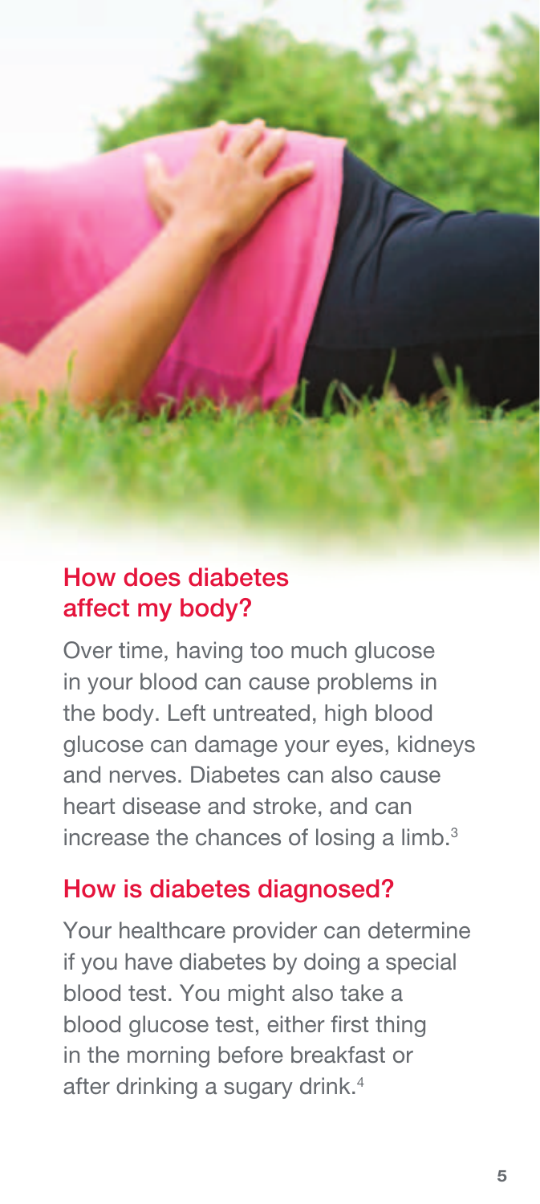## How does diabetes affect my body?

Over time, having too much glucose in your blood can cause problems in the body. Left untreated, high blood glucose can damage your eyes, kidneys and nerves. Diabetes can also cause heart disease and stroke, and can increase the chances of losing a limb.[3]

## How is diabetes diagnosed?

Your healthcare provider can determine if you have diabetes by doing a special blood test. You might also take a blood glucose test, either first thing in the morning before breakfast or after drinking a sugary drink.[4]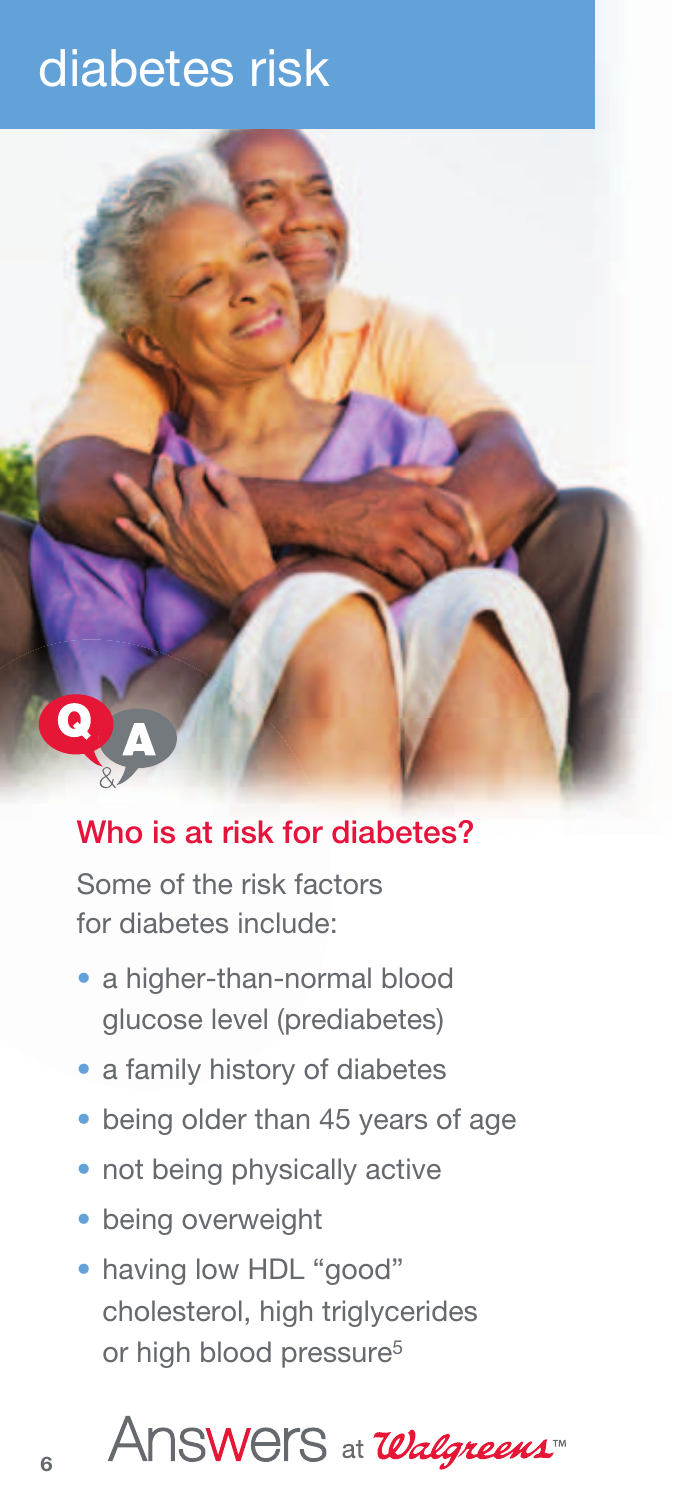# diabetes risk

Q&A

## Who is at risk for diabetes?

Some of the risk factors for diabetes include:

- a higher-than-normal blood glucose level (prediabetes)
- a family history of diabetes
- being older than 45 years of age
- not being physically active
- being overweight
- having low HDL "good" cholesterol, high triglycerides or high blood pressure[5]

Answers at Walgreens™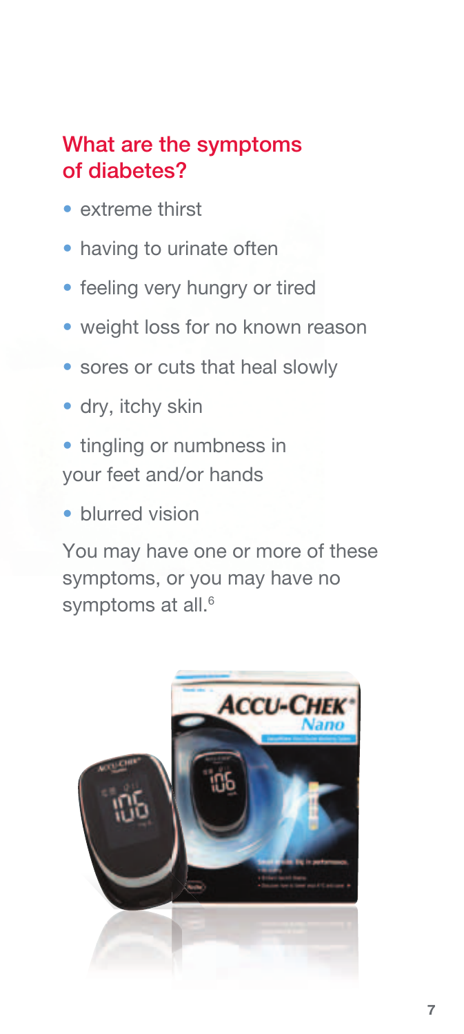## What are the symptoms of diabetes?

- extreme thirst
- having to urinate often
- feeling very hungry or tired
- weight loss for no known reason
- sores or cuts that heal slowly
- dry, itchy skin
- tingling or numbness in your feet and/or hands
- blurred vision

You may have one or more of these symptoms, or you may have no symptoms at all.[6]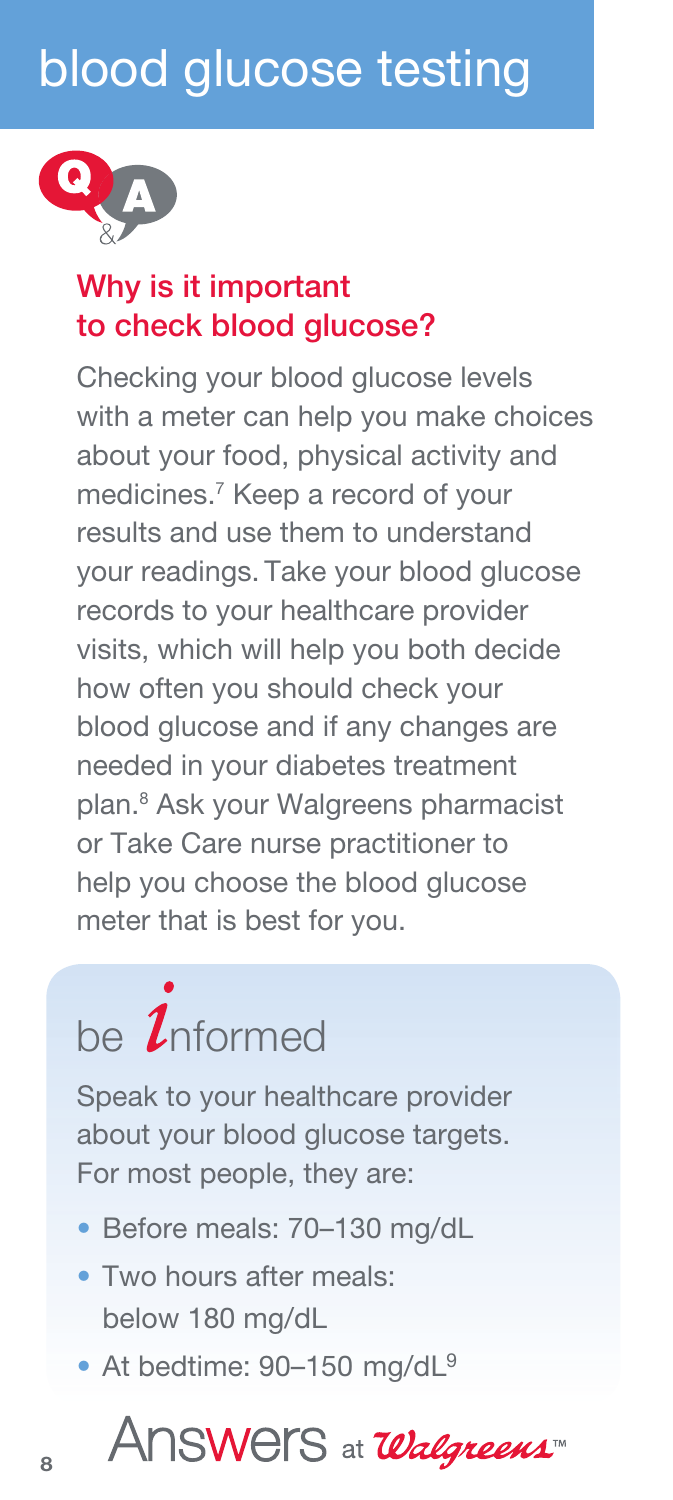# blood glucose testing

Q&A

## Why is it important to check blood glucose?

Checking your blood glucose levels with a meter can help you make choices about your food, physical activity and medicines.[7] Keep a record of your results and use them to understand your readings. Take your blood glucose records to your healthcare provider visits, which will help you both decide how often you should check your blood glucose and if any changes are needed in your diabetes treatment plan.[8] Ask your Walgreens pharmacist or Take Care nurse practitioner to help you choose the blood glucose meter that is best for you.

## be informed

Speak to your healthcare provider about your blood glucose targets. For most people, they are:

- Before meals: 70–130 mg/dL
- Two hours after meals: below 180 mg/dL
- At bedtime: 90–150 mg/dL[9]

Answers at Walgreens™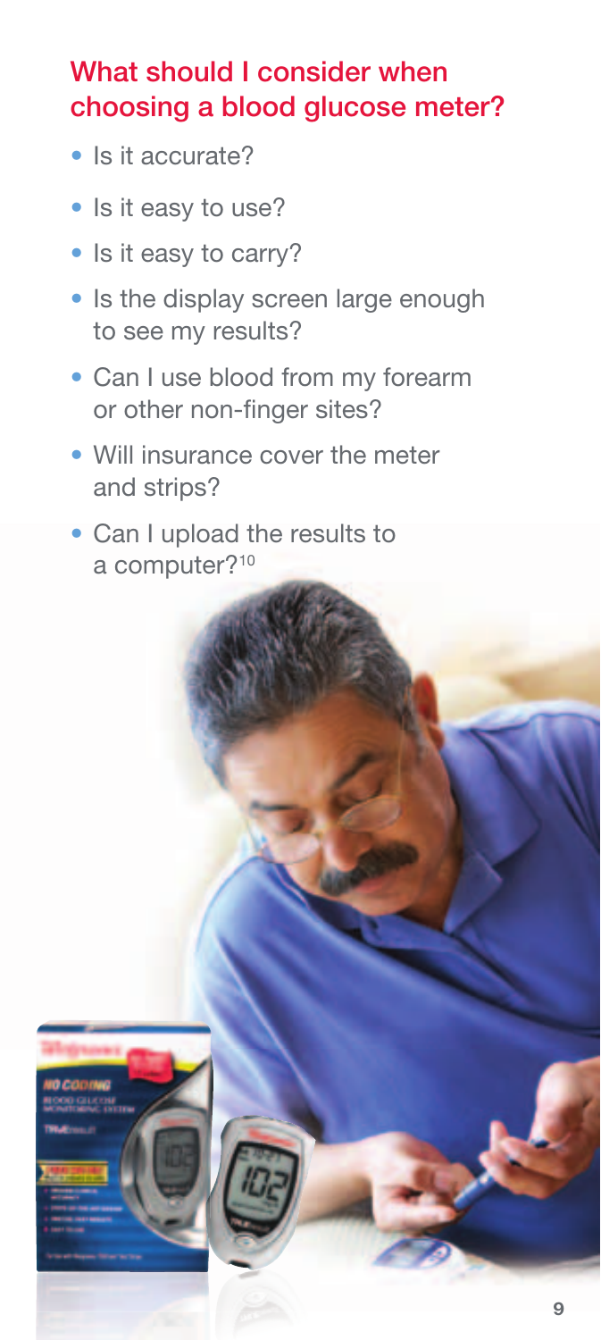## What should I consider when choosing a blood glucose meter?

- Is it accurate?
- Is it easy to use?
- Is it easy to carry?
- Is the display screen large enough to see my results?
- Can I use blood from my forearm or other non-finger sites?
- Will insurance cover the meter and strips?
- Can I upload the results to a computer?[10]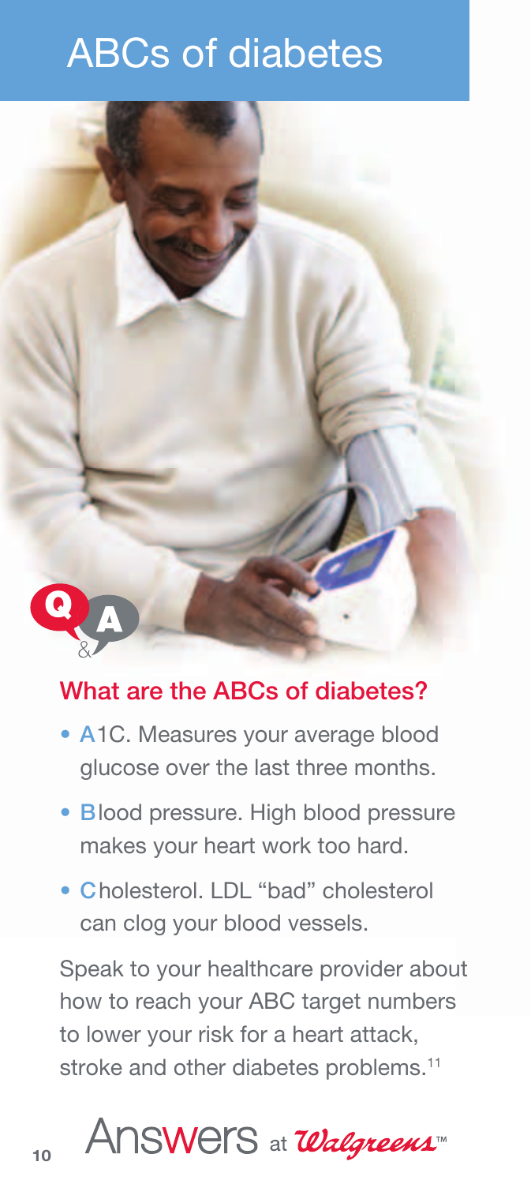# ABCs of diabetes

Q&A

## What are the ABCs of diabetes?

- **A**1C. Measures your average blood glucose over the last three months.
- **B**lood pressure. High blood pressure makes your heart work too hard.
- **C**holesterol. LDL "bad" cholesterol can clog your blood vessels.

Speak to your healthcare provider about how to reach your ABC target numbers to lower your risk for a heart attack, stroke and other diabetes problems.[11]

Answers at *Walgreens*™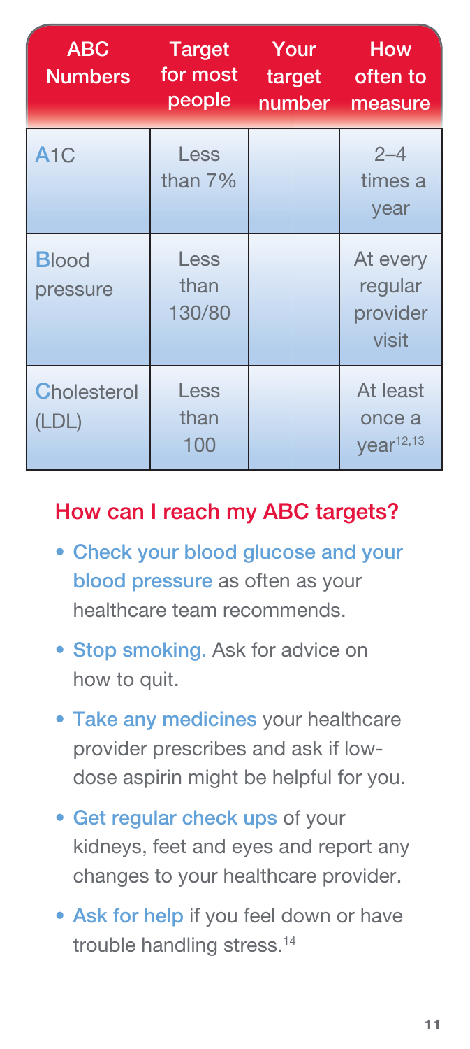| ABC Numbers | Target for most people | Your target number | How often to measure |
| --- | --- | --- | --- |
| A1C | Less than 7% | | 2–4 times a year |
| Blood pressure | Less than 130/80 | | At every regular provider visit |
| Cholesterol (LDL) | Less than 100 | | At least once a year[12,13] |

## How can I reach my ABC targets?

- **Check your blood glucose and your blood pressure** as often as your healthcare team recommends.
- **Stop smoking.** Ask for advice on how to quit.
- **Take any medicines** your healthcare provider prescribes and ask if low-dose aspirin might be helpful for you.
- **Get regular check ups** of your kidneys, feet and eyes and report any changes to your healthcare provider.
- **Ask for help** if you feel down or have trouble handling stress.[14]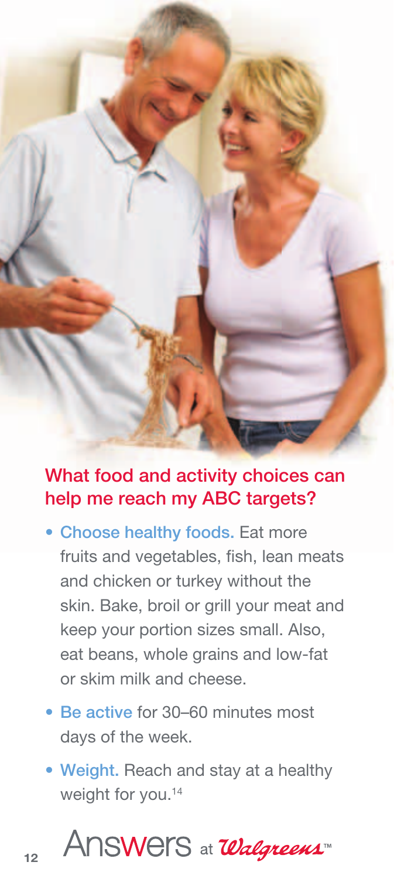## What food and activity choices can help me reach my ABC targets?

- **Choose healthy foods.** Eat more fruits and vegetables, fish, lean meats and chicken or turkey without the skin. Bake, broil or grill your meat and keep your portion sizes small. Also, eat beans, whole grains and low-fat or skim milk and cheese.
- **Be active** for 30–60 minutes most days of the week.
- **Weight.** Reach and stay at a healthy weight for you.[14]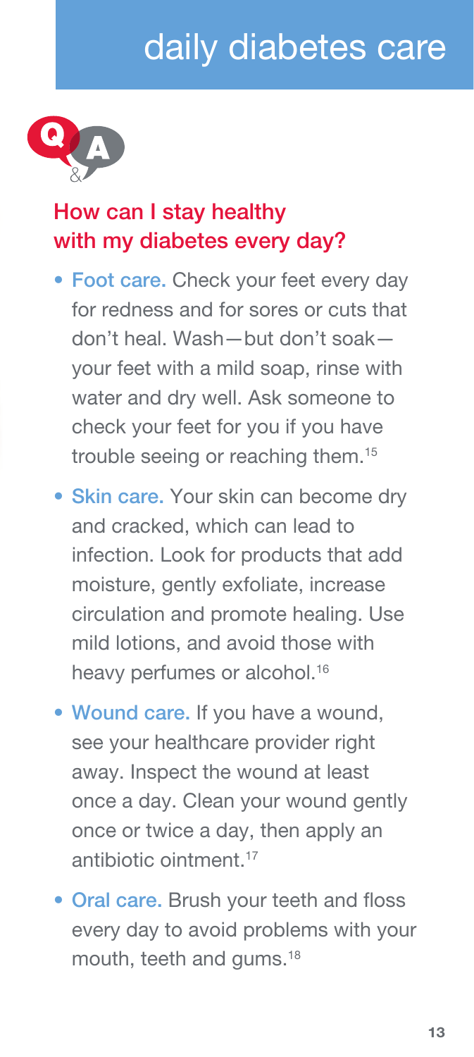# daily diabetes care

## How can I stay healthy with my diabetes every day?

- **Foot care.** Check your feet every day for redness and for sores or cuts that don't heal. Wash—but don't soak—your feet with a mild soap, rinse with water and dry well. Ask someone to check your feet for you if you have trouble seeing or reaching them.[15]
- **Skin care.** Your skin can become dry and cracked, which can lead to infection. Look for products that add moisture, gently exfoliate, increase circulation and promote healing. Use mild lotions, and avoid those with heavy perfumes or alcohol.[16]
- **Wound care.** If you have a wound, see your healthcare provider right away. Inspect the wound at least once a day. Clean your wound gently once or twice a day, then apply an antibiotic ointment.[17]
- **Oral care.** Brush your teeth and floss every day to avoid problems with your mouth, teeth and gums.[18]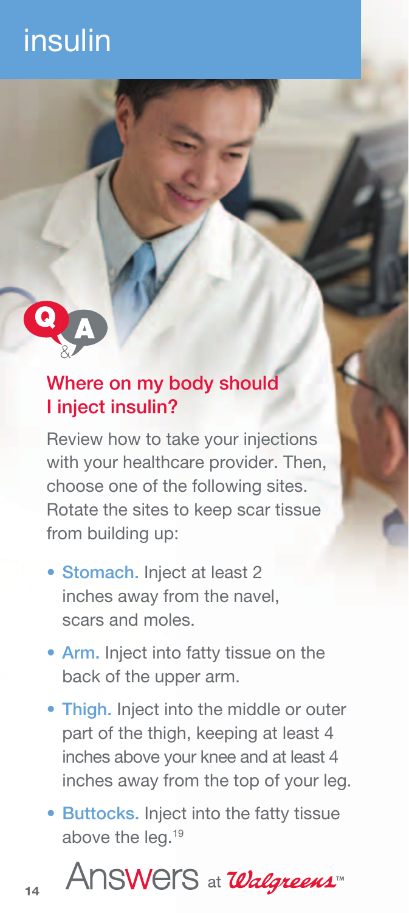# insulin

## Where on my body should I inject insulin?

Review how to take your injections with your healthcare provider. Then, choose one of the following sites. Rotate the sites to keep scar tissue from building up:

- **Stomach.** Inject at least 2 inches away from the navel, scars and moles.
- **Arm.** Inject into fatty tissue on the back of the upper arm.
- **Thigh.** Inject into the middle or outer part of the thigh, keeping at least 4 inches above your knee and at least 4 inches away from the top of your leg.
- **Buttocks.** Inject into the fatty tissue above the leg.[19]

Answers at Walgreens™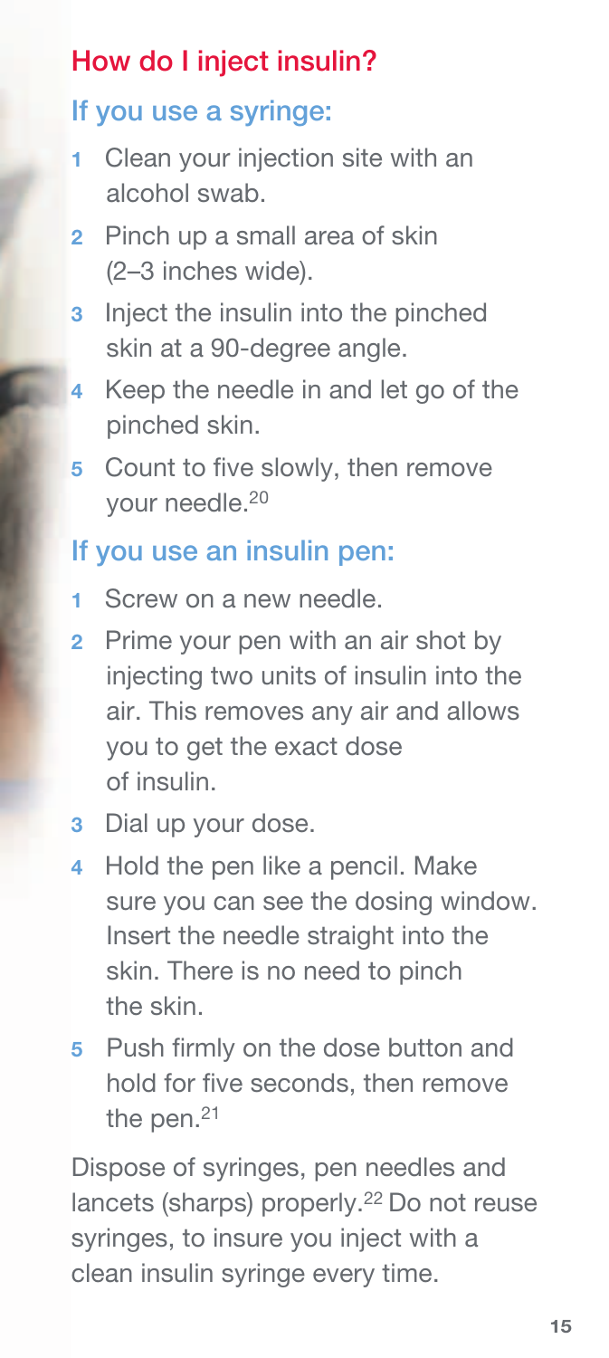## How do I inject insulin?

### If you use a syringe:

1. Clean your injection site with an alcohol swab.
2. Pinch up a small area of skin (2–3 inches wide).
3. Inject the insulin into the pinched skin at a 90-degree angle.
4. Keep the needle in and let go of the pinched skin.
5. Count to five slowly, then remove your needle.[20]

### If you use an insulin pen:

1. Screw on a new needle.
2. Prime your pen with an air shot by injecting two units of insulin into the air. This removes any air and allows you to get the exact dose of insulin.
3. Dial up your dose.
4. Hold the pen like a pencil. Make sure you can see the dosing window. Insert the needle straight into the skin. There is no need to pinch the skin.
5. Push firmly on the dose button and hold for five seconds, then remove the pen.[21]

Dispose of syringes, pen needles and lancets (sharps) properly.[22] Do not reuse syringes, to insure you inject with a clean insulin syringe every time.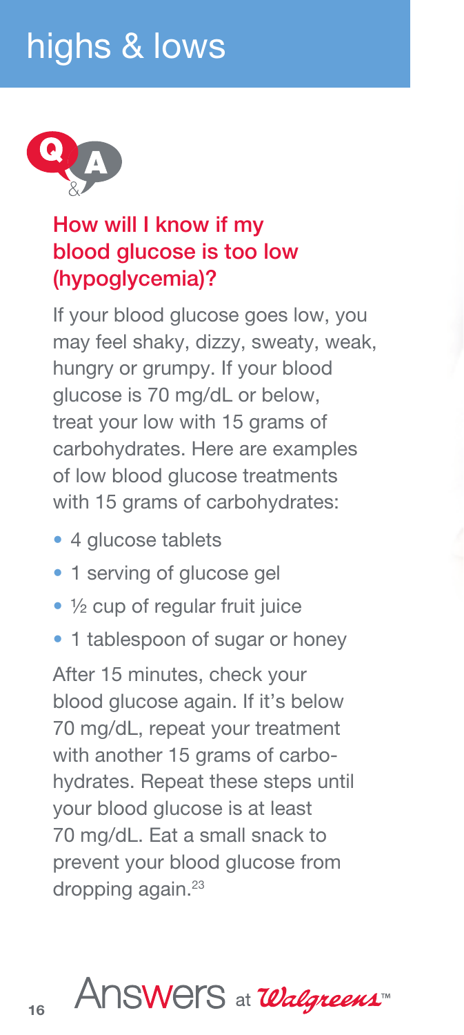# highs & lows

## How will I know if my blood glucose is too low (hypoglycemia)?

If your blood glucose goes low, you may feel shaky, dizzy, sweaty, weak, hungry or grumpy. If your blood glucose is 70 mg/dL or below, treat your low with 15 grams of carbohydrates. Here are examples of low blood glucose treatments with 15 grams of carbohydrates:

- 4 glucose tablets
- 1 serving of glucose gel
- ½ cup of regular fruit juice
- 1 tablespoon of sugar or honey

After 15 minutes, check your blood glucose again. If it's below 70 mg/dL, repeat your treatment with another 15 grams of carbohydrates. Repeat these steps until your blood glucose is at least 70 mg/dL. Eat a small snack to prevent your blood glucose from dropping again.[23]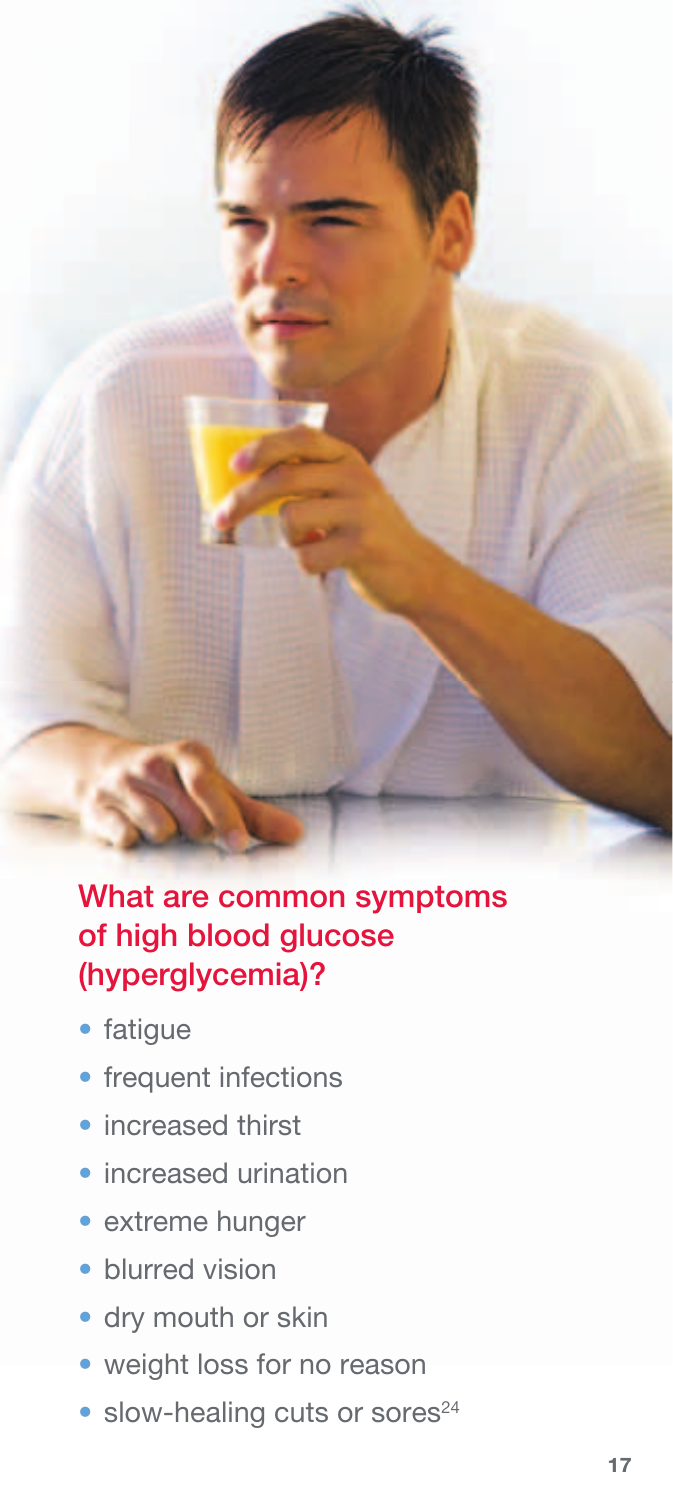## What are common symptoms of high blood glucose (hyperglycemia)?

- fatigue
- frequent infections
- increased thirst
- increased urination
- extreme hunger
- blurred vision
- dry mouth or skin
- weight loss for no reason
- slow-healing cuts or sores[24]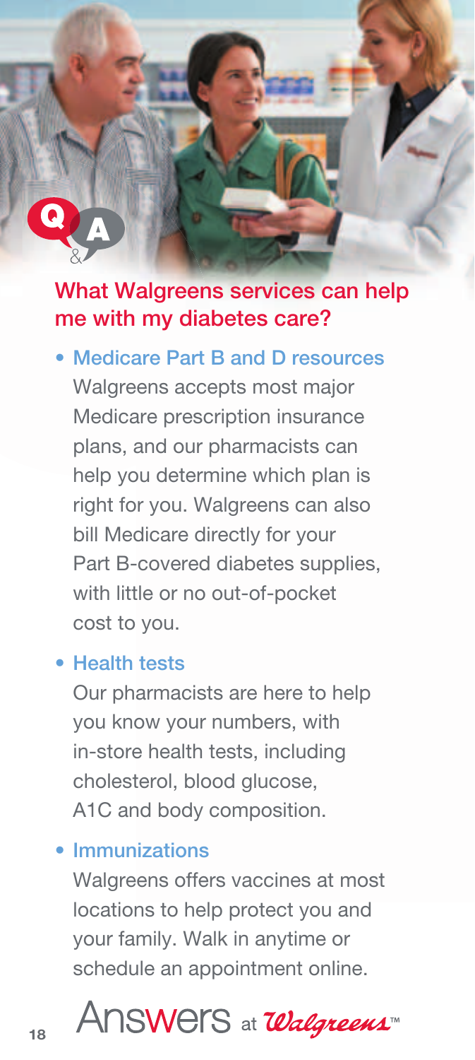## What Walgreens services can help me with my diabetes care?

- **Medicare Part B and D resources**
  Walgreens accepts most major Medicare prescription insurance plans, and our pharmacists can help you determine which plan is right for you. Walgreens can also bill Medicare directly for your Part B-covered diabetes supplies, with little or no out-of-pocket cost to you.

- **Health tests**
  Our pharmacists are here to help you know your numbers, with in-store health tests, including cholesterol, blood glucose, A1C and body composition.

- **Immunizations**
  Walgreens offers vaccines at most locations to help protect you and your family. Walk in anytime or schedule an appointment online.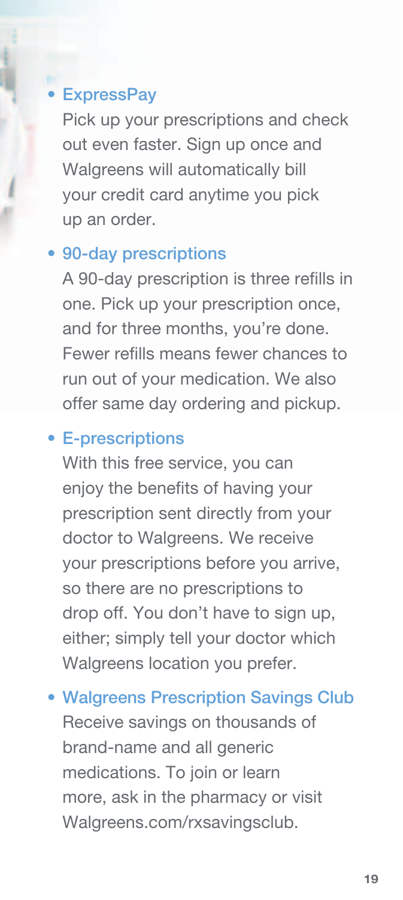- **ExpressPay**

  Pick up your prescriptions and check out even faster. Sign up once and Walgreens will automatically bill your credit card anytime you pick up an order.

- **90-day prescriptions**

  A 90-day prescription is three refills in one. Pick up your prescription once, and for three months, you're done. Fewer refills means fewer chances to run out of your medication. We also offer same day ordering and pickup.

- **E-prescriptions**

  With this free service, you can enjoy the benefits of having your prescription sent directly from your doctor to Walgreens. We receive your prescriptions before you arrive, so there are no prescriptions to drop off. You don't have to sign up, either; simply tell your doctor which Walgreens location you prefer.

- **Walgreens Prescription Savings Club**

  Receive savings on thousands of brand-name and all generic medications. To join or learn more, ask in the pharmacy or visit Walgreens.com/rxsavingsclub.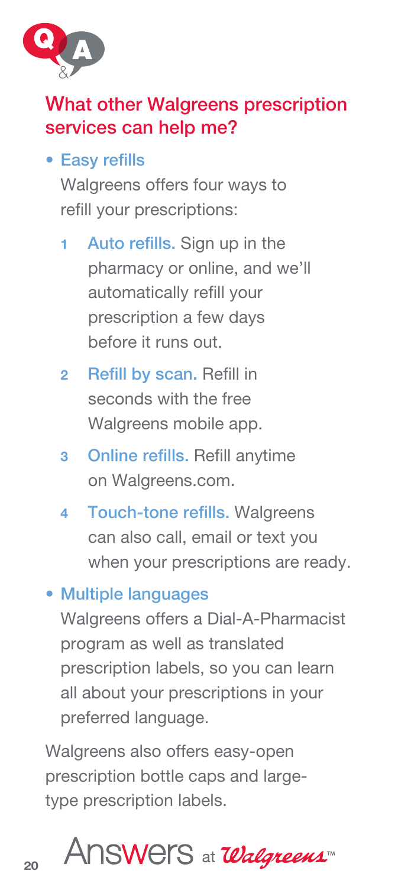## What other Walgreens prescription services can help me?

- **Easy refills**

  Walgreens offers four ways to refill your prescriptions:

  1. **Auto refills.** Sign up in the pharmacy or online, and we'll automatically refill your prescription a few days before it runs out.
  2. **Refill by scan.** Refill in seconds with the free Walgreens mobile app.
  3. **Online refills.** Refill anytime on Walgreens.com.
  4. **Touch-tone refills.** Walgreens can also call, email or text you when your prescriptions are ready.

- **Multiple languages**

  Walgreens offers a Dial-A-Pharmacist program as well as translated prescription labels, so you can learn all about your prescriptions in your preferred language.

Walgreens also offers easy-open prescription bottle caps and large-type prescription labels.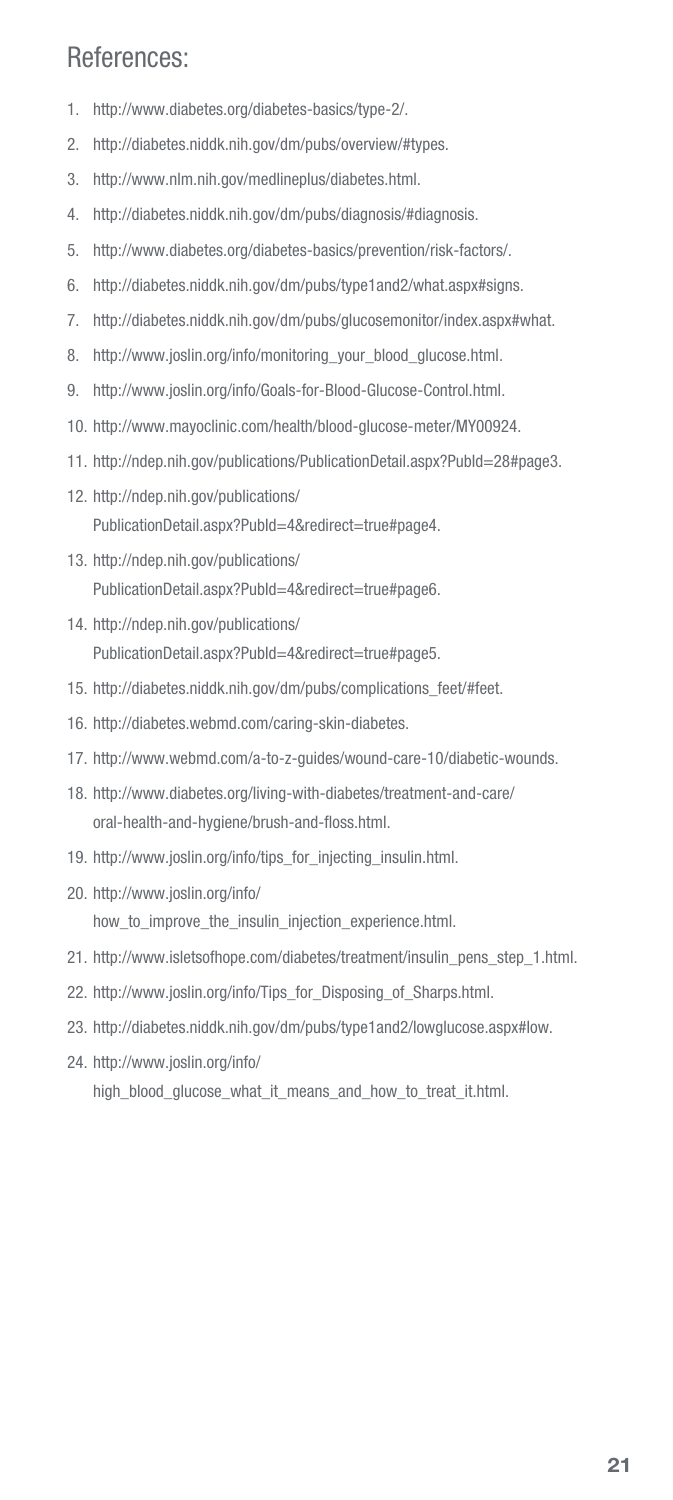## References:

1. http://www.diabetes.org/diabetes-basics/type-2/.
2. http://diabetes.niddk.nih.gov/dm/pubs/overview/#types.
3. http://www.nlm.nih.gov/medlineplus/diabetes.html.
4. http://diabetes.niddk.nih.gov/dm/pubs/diagnosis/#diagnosis.
5. http://www.diabetes.org/diabetes-basics/prevention/risk-factors/.
6. http://diabetes.niddk.nih.gov/dm/pubs/type1and2/what.aspx#signs.
7. http://diabetes.niddk.nih.gov/dm/pubs/glucosemonitor/index.aspx#what.
8. http://www.joslin.org/info/monitoring_your_blood_glucose.html.
9. http://www.joslin.org/info/Goals-for-Blood-Glucose-Control.html.
10. http://www.mayoclinic.com/health/blood-glucose-meter/MY00924.
11. http://ndep.nih.gov/publications/PublicationDetail.aspx?PubId=28#page3.
12. http://ndep.nih.gov/publications/PublicationDetail.aspx?PubId=4&redirect=true#page4.
13. http://ndep.nih.gov/publications/PublicationDetail.aspx?PubId=4&redirect=true#page6.
14. http://ndep.nih.gov/publications/PublicationDetail.aspx?PubId=4&redirect=true#page5.
15. http://diabetes.niddk.nih.gov/dm/pubs/complications_feet/#feet.
16. http://diabetes.webmd.com/caring-skin-diabetes.
17. http://www.webmd.com/a-to-z-guides/wound-care-10/diabetic-wounds.
18. http://www.diabetes.org/living-with-diabetes/treatment-and-care/oral-health-and-hygiene/brush-and-floss.html.
19. http://www.joslin.org/info/tips_for_injecting_insulin.html.
20. http://www.joslin.org/info/how_to_improve_the_insulin_injection_experience.html.
21. http://www.isletsofhope.com/diabetes/treatment/insulin_pens_step_1.html.
22. http://www.joslin.org/info/Tips_for_Disposing_of_Sharps.html.
23. http://diabetes.niddk.nih.gov/dm/pubs/type1and2/lowglucose.aspx#low.
24. http://www.joslin.org/info/high_blood_glucose_what_it_means_and_how_to_treat_it.html.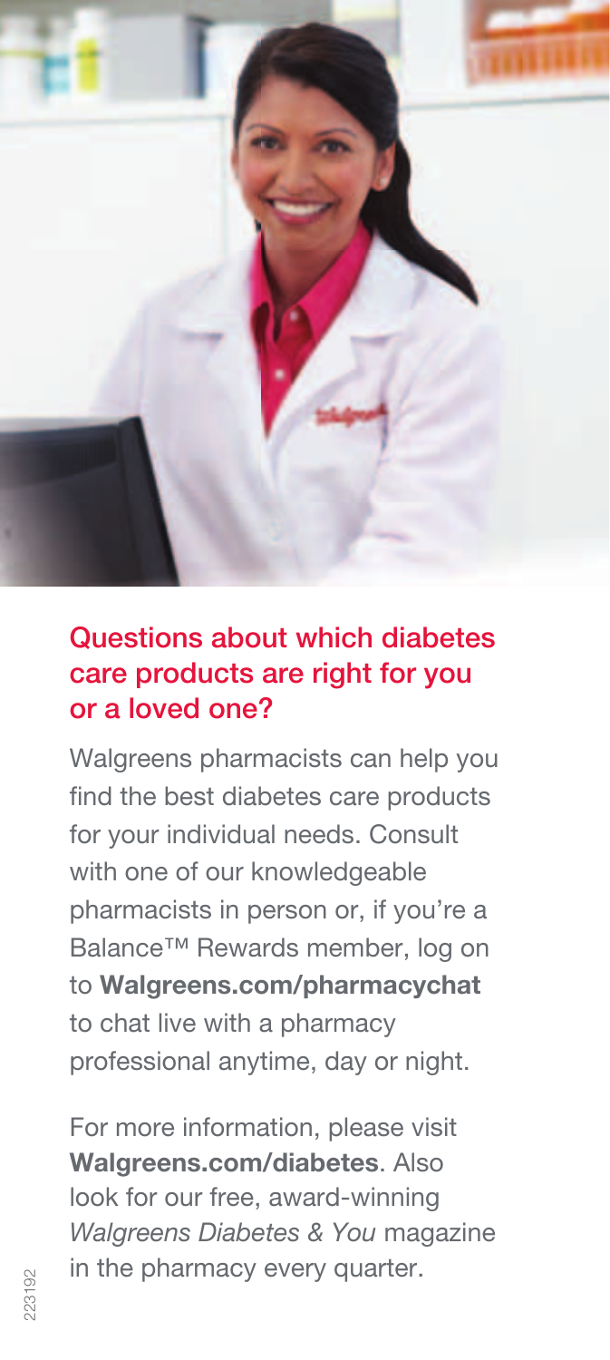## Questions about which diabetes care products are right for you or a loved one?

Walgreens pharmacists can help you find the best diabetes care products for your individual needs. Consult with one of our knowledgeable pharmacists in person or, if you're a Balance™ Rewards member, log on to **Walgreens.com/pharmacychat** to chat live with a pharmacy professional anytime, day or night.

For more information, please visit **Walgreens.com/diabetes**. Also look for our free, award-winning *Walgreens Diabetes & You* magazine in the pharmacy every quarter.

223192